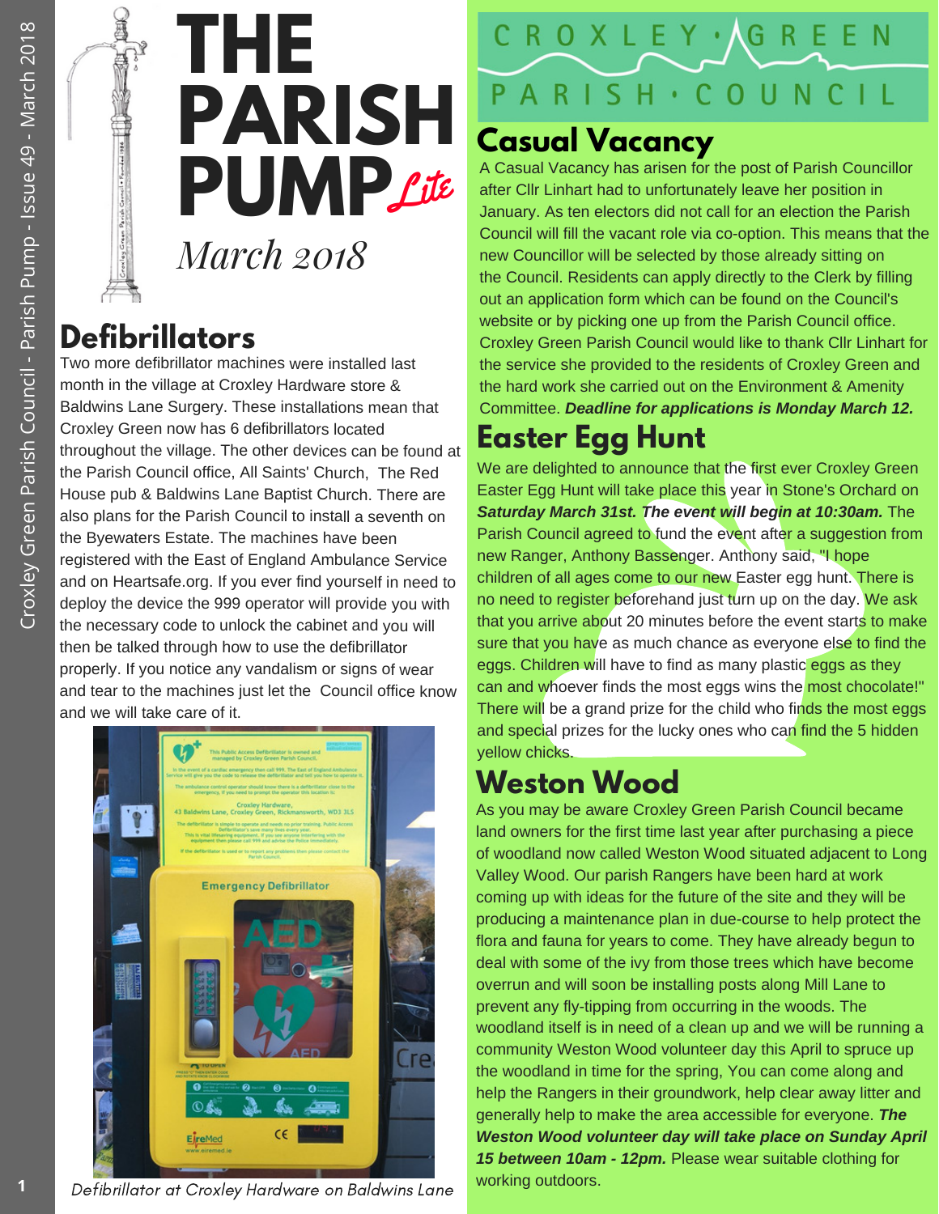# THE PARISH PUMP *Lite*

*March 2018*

## Defibrillators

Two more defibrillator machines were installed last month in the village at Croxley Hardware store & Baldwins Lane Surgery. These installations mean that Croxley Green now has 6 defibrillators located throughout the village. The other devices can be found at the Parish Council office, All Saints' Church, The Red House pub & Baldwins Lane Baptist Church. There are also plans for the Parish Council to install a seventh on the Byewaters Estate. The machines have been registered with the East of England Ambulance Service and on Heartsafe.org. If you ever find yourself in need to deploy the device the 999 operator will provide you with the necessary code to unlock the cabinet and you will then be talked through how to use the defibrillator properly. If you notice any vandalism or signs of wear and tear to the machines just let the Council office know and we will take care of it.

*Defibrillator at Croxley Hardware on Baldwins Lane*

CROXLEY · GREEN PARISH · COUNCIL

## Casual Vacancy

A Casual Vacancy has arisen for the post of Parish Councillor after Cllr Linhart had to unfortunately leave her position in January. As ten electors did not call for an election the Parish Council will fill the vacant role via co-option. This means that the new Councillor will be selected by those already sitting on the Council. Residents can apply directly to the Clerk by filling out an application form which can be found on the Council's website or by picking one up from the Parish Council office. Croxley Green Parish Council would like to thank Cllr Linhart for the service she provided to the residents of Croxley Green and the hard work she carried out on the Environment & Amenity Committee. ***Deadline for applications is Monday March 12.***

## Easter Egg Hunt

We are delighted to announce that the first ever Croxley Green Easter Egg Hunt will take place this year in Stone's Orchard on ***Saturday March 31st. The event will begin at 10:30am.*** The Parish Council agreed to fund the event after a suggestion from new Ranger, Anthony Bassenger. Anthony said, "I hope children of all ages come to our new Easter egg hunt. There is no need to register beforehand just turn up on the day. We ask that you arrive about 20 minutes before the event starts to make sure that you have as much chance as everyone else to find the eggs. Children will have to find as many plastic eggs as they can and whoever finds the most eggs wins the most chocolate!" There will be a grand prize for the child who finds the most eggs and special prizes for the lucky ones who can find the 5 hidden yellow chicks.

## Weston Wood

As you may be aware Croxley Green Parish Council became land owners for the first time last year after purchasing a piece of woodland now called Weston Wood situated adjacent to Long Valley Wood. Our parish Rangers have been hard at work coming up with ideas for the future of the site and they will be producing a maintenance plan in due-course to help protect the flora and fauna for years to come. They have already begun to deal with some of the ivy from those trees which have become overrun and will soon be installing posts along Mill Lane to prevent any fly-tipping from occurring in the woods. The woodland itself is in need of a clean up and we will be running a community Weston Wood volunteer day this April to spruce up the woodland in time for the spring, You can come along and help the Rangers in their groundwork, help clear away litter and generally help to make the area more accessible for everyone. ***The Weston Wood volunteer day will take place on Sunday April 15 between 10am - 12pm.*** Please wear suitable clothing for working outdoors.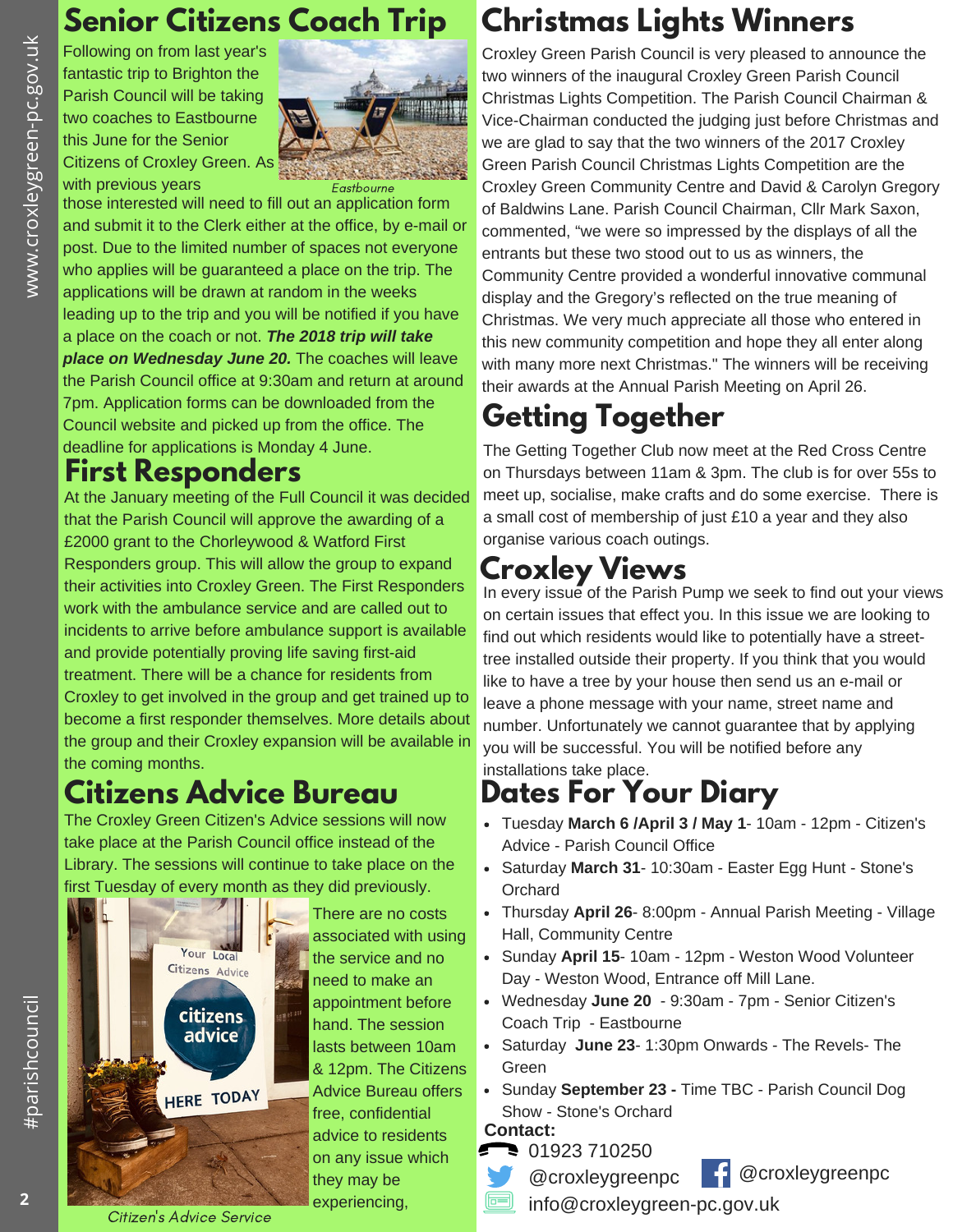## Senior Citizens Coach Trip

Following on from last year's fantastic trip to Brighton the Parish Council will be taking two coaches to Eastbourne this June for the Senior Citizens of Croxley Green. As with previous years those interested will need to fill out an application form and submit it to the Clerk either at the office, by e-mail or post. Due to the limited number of spaces not everyone who applies will be guaranteed a place on the trip. The applications will be drawn at random in the weeks leading up to the trip and you will be notified if you have a place on the coach or not. ***The 2018 trip will take place on Wednesday June 20.*** The coaches will leave the Parish Council office at 9:30am and return at around 7pm. Application forms can be downloaded from the Council website and picked up from the office. The deadline for applications is Monday 4 June.

Eastbourne

## First Responders

At the January meeting of the Full Council it was decided that the Parish Council will approve the awarding of a £2000 grant to the Chorleywood & Watford First Responders group. This will allow the group to expand their activities into Croxley Green. The First Responders work with the ambulance service and are called out to incidents to arrive before ambulance support is available and provide potentially proving life saving first-aid treatment. There will be a chance for residents from Croxley to get involved in the group and get trained up to become a first responder themselves. More details about the group and their Croxley expansion will be available in the coming months.

## Citizens Advice Bureau

The Croxley Green Citizen's Advice sessions will now take place at the Parish Council office instead of the Library. The sessions will continue to take place on the first Tuesday of every month as they did previously.

There are no costs associated with using the service and no need to make an appointment before hand. The session lasts between 10am & 12pm. The Citizens Advice Bureau offers free, confidential advice to residents on any issue which they may be experiencing,

Citizen's Advice Service

## Christmas Lights Winners

Croxley Green Parish Council is very pleased to announce the two winners of the inaugural Croxley Green Parish Council Christmas Lights Competition. The Parish Council Chairman & Vice-Chairman conducted the judging just before Christmas and we are glad to say that the two winners of the 2017 Croxley Green Parish Council Christmas Lights Competition are the Croxley Green Community Centre and David & Carolyn Gregory of Baldwins Lane. Parish Council Chairman, Cllr Mark Saxon, commented, "we were so impressed by the displays of all the entrants but these two stood out to us as winners, the Community Centre provided a wonderful innovative communal display and the Gregory's reflected on the true meaning of Christmas. We very much appreciate all those who entered in this new community competition and hope they all enter along with many more next Christmas." The winners will be receiving their awards at the Annual Parish Meeting on April 26.

## Getting Together

The Getting Together Club now meet at the Red Cross Centre on Thursdays between 11am & 3pm. The club is for over 55s to meet up, socialise, make crafts and do some exercise. There is a small cost of membership of just £10 a year and they also organise various coach outings.

## Croxley Views

In every issue of the Parish Pump we seek to find out your views on certain issues that effect you. In this issue we are looking to find out which residents would like to potentially have a street-tree installed outside their property. If you think that you would like to have a tree by your house then send us an e-mail or leave a phone message with your name, street name and number. Unfortunately we cannot guarantee that by applying you will be successful. You will be notified before any installations take place.

## Dates For Your Diary

- Tuesday **March 6 /April 3 / May 1**- 10am - 12pm - Citizen's Advice - Parish Council Office
- Saturday **March 31**- 10:30am - Easter Egg Hunt - Stone's Orchard
- Thursday **April 26**- 8:00pm - Annual Parish Meeting - Village Hall, Community Centre
- Sunday **April 15**- 10am - 12pm - Weston Wood Volunteer Day - Weston Wood, Entrance off Mill Lane.
- Wednesday **June 20** - 9:30am - 7pm - Senior Citizen's Coach Trip - Eastbourne
- Saturday **June 23**- 1:30pm Onwards - The Revels- The Green
- Sunday **September 23 -** Time TBC - Parish Council Dog Show - Stone's Orchard

**Contact:**

01923 710250

@croxleygreenpc

@croxleygreenpc

info@croxleygreen-pc.gov.uk

www.croxleygreen-pc.gov.uk

#parishcouncil